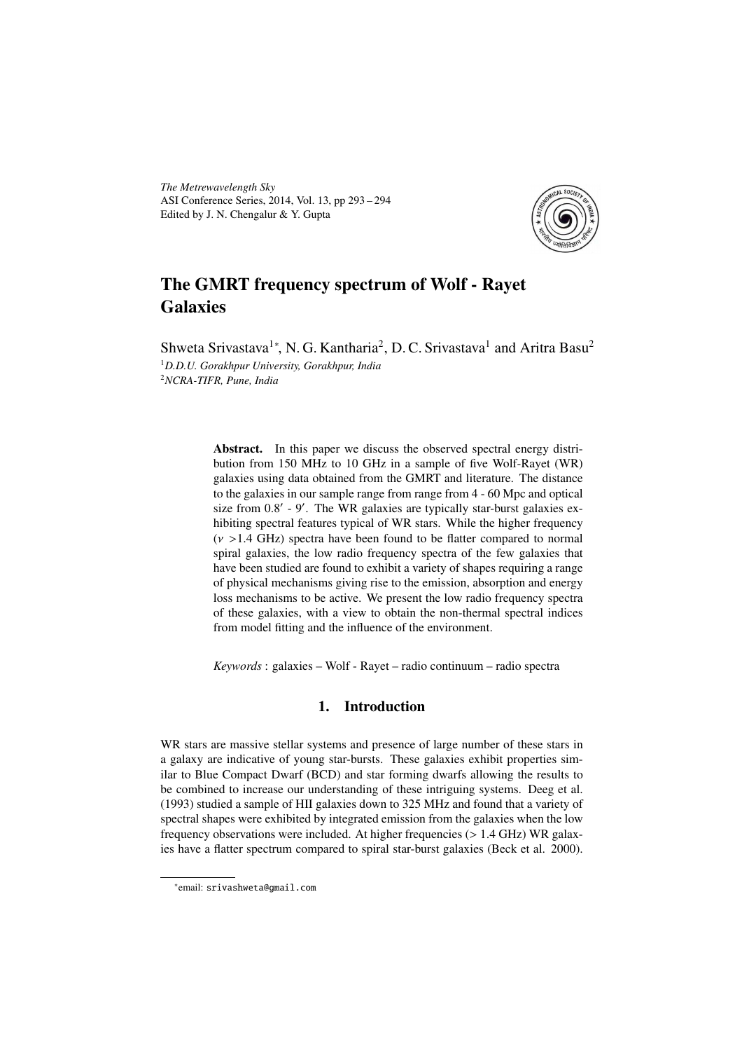# The GMRT frequency spectrum of Wolf - Rayet Galaxies

Shweta Srivastava[1*], N. G. Kantharia[2], D. C. Srivastava[1] and Aritra Basu[2]

[1]*D.D.U. Gorakhpur University, Gorakhpur, India*
[2]*NCRA-TIFR, Pune, India*

**Abstract.** In this paper we discuss the observed spectral energy distribution from 150 MHz to 10 GHz in a sample of five Wolf-Rayet (WR) galaxies using data obtained from the GMRT and literature. The distance to the galaxies in our sample range from range from 4 - 60 Mpc and optical size from $0.8'$ - $9'$. The WR galaxies are typically star-burst galaxies exhibiting spectral features typical of WR stars. While the higher frequency ($\nu$ >1.4 GHz) spectra have been found to be flatter compared to normal spiral galaxies, the low radio frequency spectra of the few galaxies that have been studied are found to exhibit a variety of shapes requiring a range of physical mechanisms giving rise to the emission, absorption and energy loss mechanisms to be active. We present the low radio frequency spectra of these galaxies, with a view to obtain the non-thermal spectral indices from model fitting and the influence of the environment.

*Keywords* : galaxies – Wolf - Rayet – radio continuum – radio spectra

## 1. Introduction

WR stars are massive stellar systems and presence of large number of these stars in a galaxy are indicative of young star-bursts. These galaxies exhibit properties similar to Blue Compact Dwarf (BCD) and star forming dwarfs allowing the results to be combined to increase our understanding of these intriguing systems. Deeg et al. (1993) studied a sample of HII galaxies down to 325 MHz and found that a variety of spectral shapes were exhibited by integrated emission from the galaxies when the low frequency observations were included. At higher frequencies (> 1.4 GHz) WR galaxies have a flatter spectrum compared to spiral star-burst galaxies (Beck et al. 2000).

*email: srivashweta@gmail.com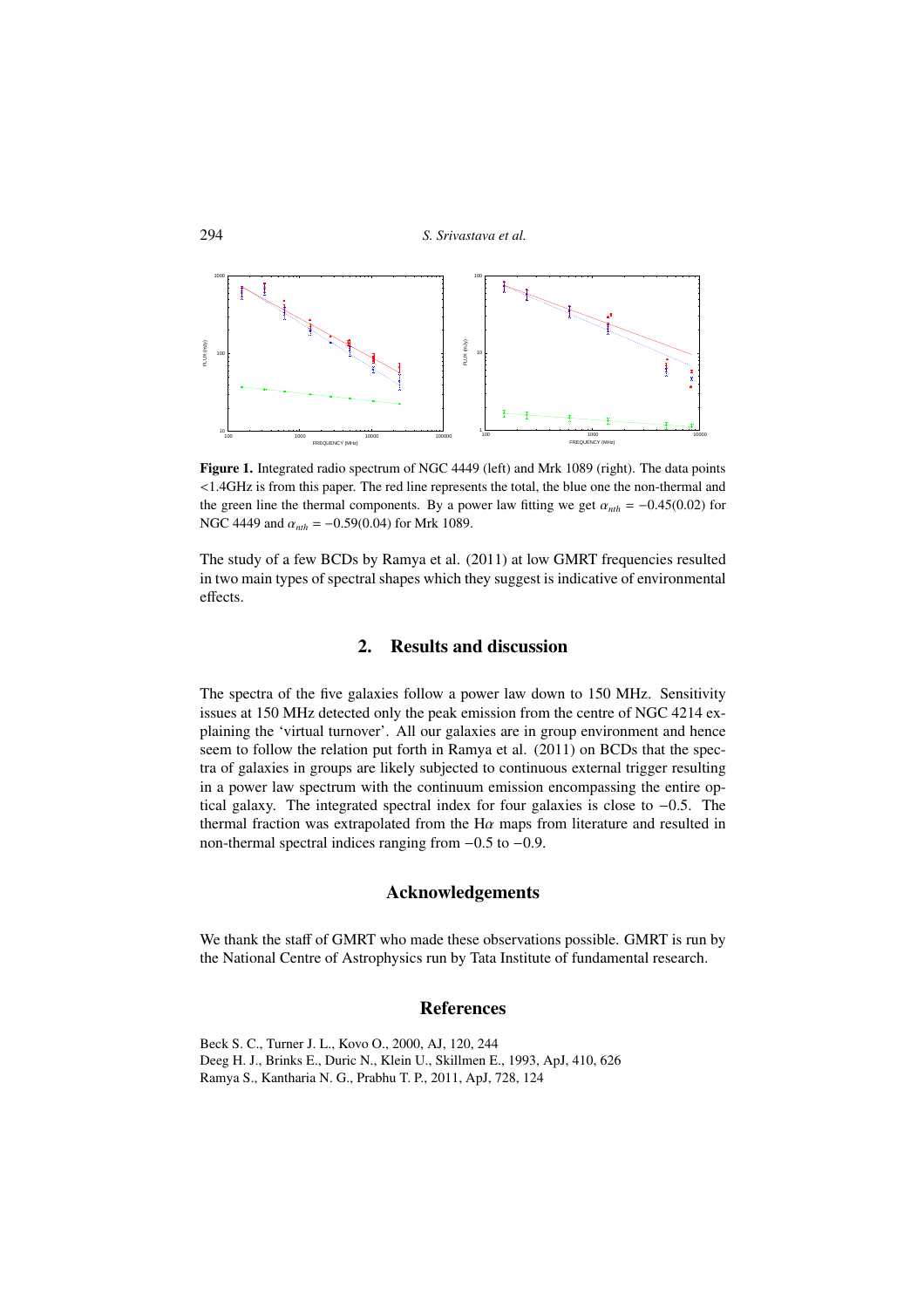1000

100

10

100

1000

10000

100000

FREQUENCY (MHz)

FLUX (mJy)

100

10

100

1000

10000

FREQUENCY (MHz)

FLUX (mJy)

**Figure 1.** Integrated radio spectrum of NGC 4449 (left) and Mrk 1089 (right). The data points <1.4GHz is from this paper. The red line represents the total, the blue one the non-thermal and the green line the thermal components. By a power law fitting we get $\alpha_{nth} = -0.45(0.02)$ for NGC 4449 and $\alpha_{nth} = -0.59(0.04)$ for Mrk 1089.

The study of a few BCDs by Ramya et al. (2011) at low GMRT frequencies resulted in two main types of spectral shapes which they suggest is indicative of environmental effects.

## 2. Results and discussion

The spectra of the five galaxies follow a power law down to 150 MHz. Sensitivity issues at 150 MHz detected only the peak emission from the centre of NGC 4214 explaining the 'virtual turnover'. All our galaxies are in group environment and hence seem to follow the relation put forth in Ramya et al. (2011) on BCDs that the spectra of galaxies in groups are likely subjected to continuous external trigger resulting in a power law spectrum with the continuum emission encompassing the entire optical galaxy. The integrated spectral index for four galaxies is close to −0.5. The thermal fraction was extrapolated from the H$\alpha$ maps from literature and resulted in non-thermal spectral indices ranging from −0.5 to −0.9.

## Acknowledgements

We thank the staff of GMRT who made these observations possible. GMRT is run by the National Centre of Astrophysics run by Tata Institute of fundamental research.

## References

Beck S. C., Turner J. L., Kovo O., 2000, AJ, 120, 244
Deeg H. J., Brinks E., Duric N., Klein U., Skillmen E., 1993, ApJ, 410, 626
Ramya S., Kantharia N. G., Prabhu T. P., 2011, ApJ, 728, 124